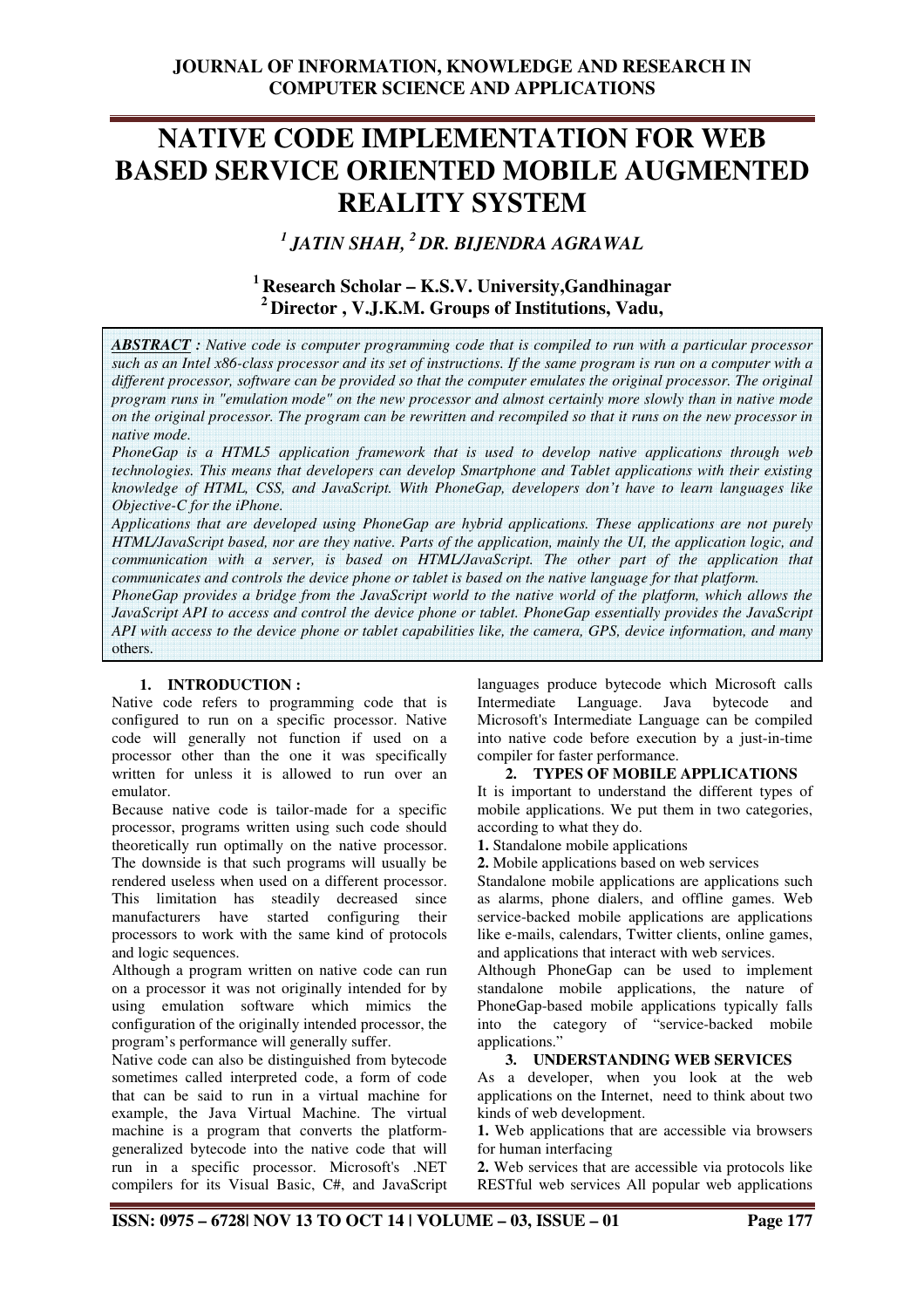# NATIVE CODE IMPLEMENTATION FOR WEB BASED SERVICE ORIENTED MOBILE AUGMENTED REALITY SYSTEM

***[1] JATIN SHAH, [2] DR. BIJENDRA AGRAWAL***

**[1] Research Scholar – K.S.V. University, Gandhinagar**
**[2] Director , V.J.K.M. Groups of Institutions, Vadu,**

***ABSTRACT :*** *Native code is computer programming code that is compiled to run with a particular processor such as an Intel x86-class processor and its set of instructions. If the same program is run on a computer with a different processor, software can be provided so that the computer emulates the original processor. The original program runs in "emulation mode" on the new processor and almost certainly more slowly than in native mode on the original processor. The program can be rewritten and recompiled so that it runs on the new processor in native mode.*

*PhoneGap is a HTML5 application framework that is used to develop native applications through web technologies. This means that developers can develop Smartphone and Tablet applications with their existing knowledge of HTML, CSS, and JavaScript. With PhoneGap, developers don't have to learn languages like Objective-C for the iPhone.*

*Applications that are developed using PhoneGap are hybrid applications. These applications are not purely HTML/JavaScript based, nor are they native. Parts of the application, mainly the UI, the application logic, and communication with a server, is based on HTML/JavaScript. The other part of the application that communicates and controls the device phone or tablet is based on the native language for that platform.*

*PhoneGap provides a bridge from the JavaScript world to the native world of the platform, which allows the JavaScript API to access and control the device phone or tablet. PhoneGap essentially provides the JavaScript API with access to the device phone or tablet capabilities like, the camera, GPS, device information, and many* others.

## 1. INTRODUCTION :

Native code refers to programming code that is configured to run on a specific processor. Native code will generally not function if used on a processor other than the one it was specifically written for unless it is allowed to run over an emulator.

Because native code is tailor-made for a specific processor, programs written using such code should theoretically run optimally on the native processor. The downside is that such programs will usually be rendered useless when used on a different processor. This limitation has steadily decreased since manufacturers have started configuring their processors to work with the same kind of protocols and logic sequences.

Although a program written on native code can run on a processor it was not originally intended for by using emulation software which mimics the configuration of the originally intended processor, the program's performance will generally suffer.

Native code can also be distinguished from bytecode sometimes called interpreted code, a form of code that can be said to run in a virtual machine for example, the Java Virtual Machine. The virtual machine is a program that converts the platform-generalized bytecode into the native code that will run in a specific processor. Microsoft's .NET compilers for its Visual Basic, C#, and JavaScript languages produce bytecode which Microsoft calls Intermediate Language. Java bytecode and Microsoft's Intermediate Language can be compiled into native code before execution by a just-in-time compiler for faster performance.

## 2. TYPES OF MOBILE APPLICATIONS

It is important to understand the different types of mobile applications. We put them in two categories, according to what they do.

**1.** Standalone mobile applications

**2.** Mobile applications based on web services

Standalone mobile applications are applications such as alarms, phone dialers, and offline games. Web service-backed mobile applications are applications like e-mails, calendars, Twitter clients, online games, and applications that interact with web services.

Although PhoneGap can be used to implement standalone mobile applications, the nature of PhoneGap-based mobile applications typically falls into the category of "service-backed mobile applications."

## 3. UNDERSTANDING WEB SERVICES

As a developer, when you look at the web applications on the Internet, need to think about two kinds of web development.

**1.** Web applications that are accessible via browsers for human interfacing

**2.** Web services that are accessible via protocols like RESTful web services All popular web applications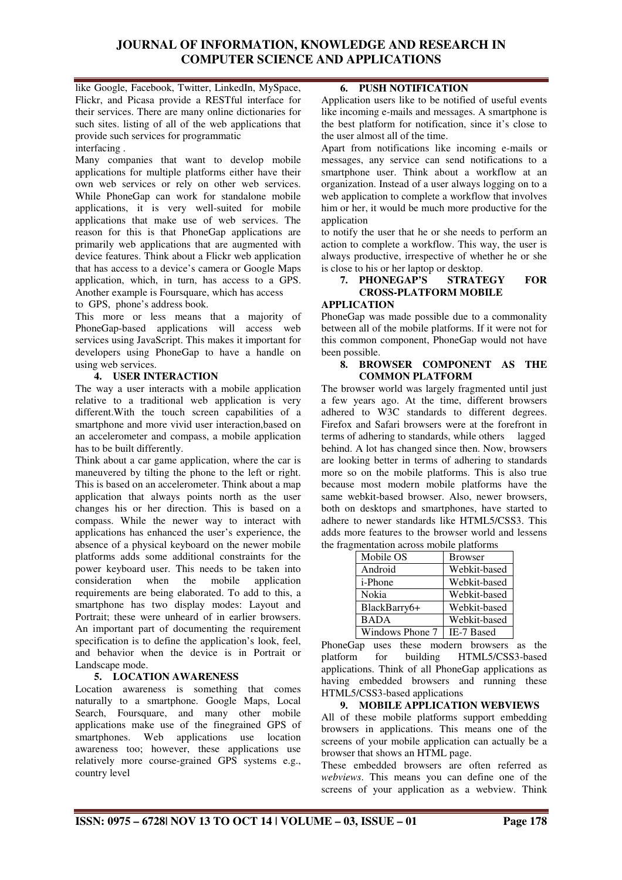like Google, Facebook, Twitter, LinkedIn, MySpace, Flickr, and Picasa provide a RESTful interface for their services. There are many online dictionaries for such sites. listing of all of the web applications that provide such services for programmatic interfacing .

Many companies that want to develop mobile applications for multiple platforms either have their own web services or rely on other web services. While PhoneGap can work for standalone mobile applications, it is very well-suited for mobile applications that make use of web services. The reason for this is that PhoneGap applications are primarily web applications that are augmented with device features. Think about a Flickr web application that has access to a device's camera or Google Maps application, which, in turn, has access to a GPS. Another example is Foursquare, which has access to GPS, phone's address book.

This more or less means that a majority of PhoneGap-based applications will access web services using JavaScript. This makes it important for developers using PhoneGap to have a handle on using web services.

## 4. USER INTERACTION

The way a user interacts with a mobile application relative to a traditional web application is very different.With the touch screen capabilities of a smartphone and more vivid user interaction,based on an accelerometer and compass, a mobile application has to be built differently.

Think about a car game application, where the car is maneuvered by tilting the phone to the left or right. This is based on an accelerometer. Think about a map application that always points north as the user changes his or her direction. This is based on a compass. While the newer way to interact with applications has enhanced the user's experience, the absence of a physical keyboard on the newer mobile platforms adds some additional constraints for the power keyboard user. This needs to be taken into consideration when the mobile application requirements are being elaborated. To add to this, a smartphone has two display modes: Layout and Portrait; these were unheard of in earlier browsers. An important part of documenting the requirement specification is to define the application's look, feel, and behavior when the device is in Portrait or Landscape mode.

## 5. LOCATION AWARENESS

Location awareness is something that comes naturally to a smartphone. Google Maps, Local Search, Foursquare, and many other mobile applications make use of the finegrained GPS of smartphones. Web applications use location awareness too; however, these applications use relatively more course-grained GPS systems e.g., country level

## 6. PUSH NOTIFICATION

Application users like to be notified of useful events like incoming e-mails and messages. A smartphone is the best platform for notification, since it's close to the user almost all of the time.

Apart from notifications like incoming e-mails or messages, any service can send notifications to a smartphone user. Think about a workflow at an organization. Instead of a user always logging on to a web application to complete a workflow that involves him or her, it would be much more productive for the application

to notify the user that he or she needs to perform an action to complete a workflow. This way, the user is always productive, irrespective of whether he or she is close to his or her laptop or desktop.

## 7. PHONEGAP'S STRATEGY FOR CROSS-PLATFORM MOBILE APPLICATION

PhoneGap was made possible due to a commonality between all of the mobile platforms. If it were not for this common component, PhoneGap would not have been possible.

## 8. BROWSER COMPONENT AS THE COMMON PLATFORM

The browser world was largely fragmented until just a few years ago. At the time, different browsers adhered to W3C standards to different degrees. Firefox and Safari browsers were at the forefront in terms of adhering to standards, while others lagged behind. A lot has changed since then. Now, browsers are looking better in terms of adhering to standards more so on the mobile platforms. This is also true because most modern mobile platforms have the same webkit-based browser. Also, newer browsers, both on desktops and smartphones, have started to adhere to newer standards like HTML5/CSS3. This adds more features to the browser world and lessens the fragmentation across mobile platforms

| Mobile OS | Browser |
|---|---|
| Android | Webkit-based |
| i-Phone | Webkit-based |
| Nokia | Webkit-based |
| BlackBarry6+ | Webkit-based |
| BADA | Webkit-based |
| Windows Phone 7 | IE-7 Based |

PhoneGap uses these modern browsers as the platform for building HTML5/CSS3-based applications. Think of all PhoneGap applications as having embedded browsers and running these HTML5/CSS3-based applications

## 9. MOBILE APPLICATION WEBVIEWS

All of these mobile platforms support embedding browsers in applications. This means one of the screens of your mobile application can actually be a browser that shows an HTML page.

These embedded browsers are often referred as *webviews*. This means you can define one of the screens of your application as a webview. Think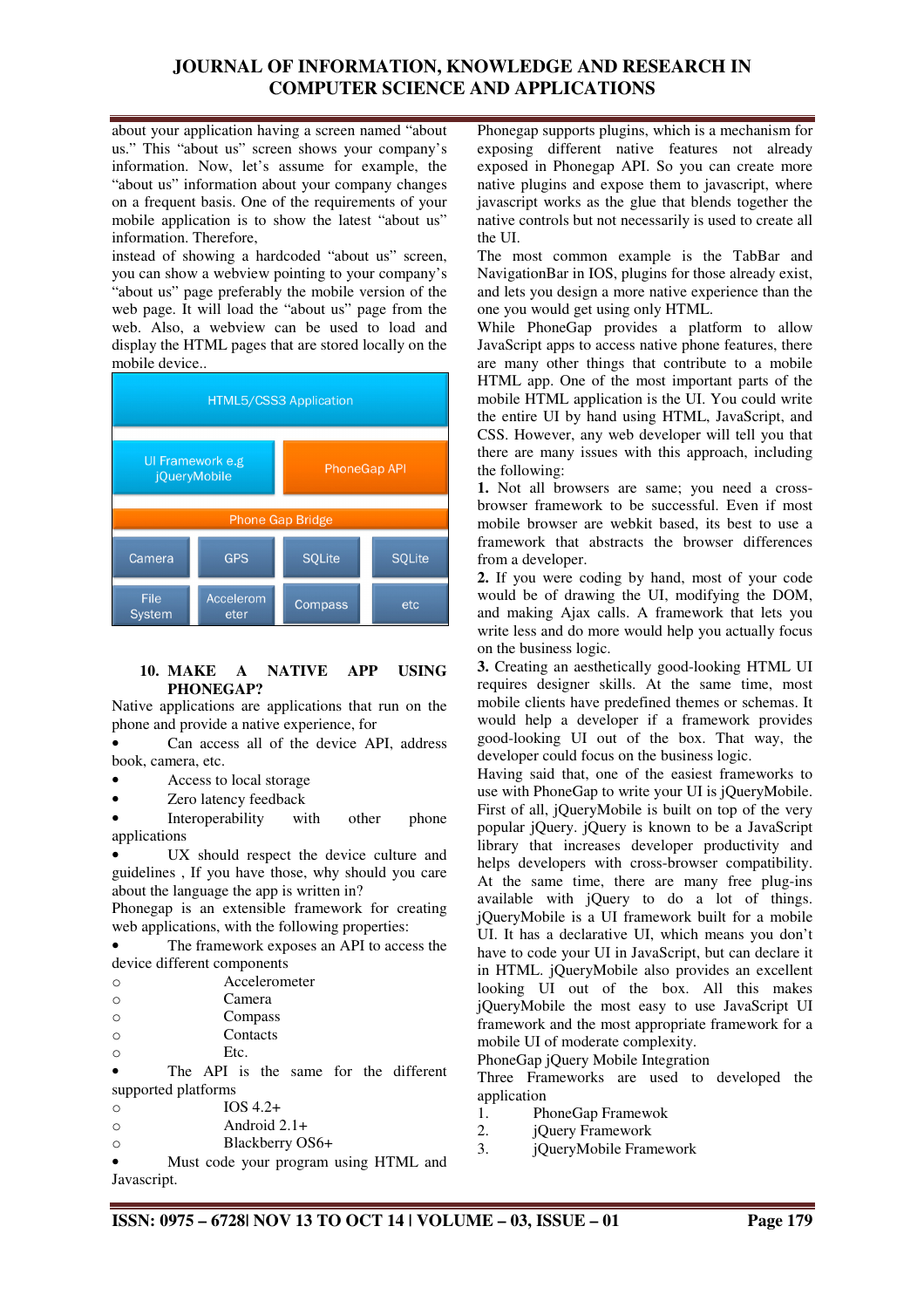about your application having a screen named "about us." This "about us" screen shows your company's information. Now, let's assume for example, the "about us" information about your company changes on a frequent basis. One of the requirements of your mobile application is to show the latest "about us" information. Therefore,

instead of showing a hardcoded "about us" screen, you can show a webview pointing to your company's "about us" page preferably the mobile version of the web page. It will load the "about us" page from the web. Also, a webview can be used to load and display the HTML pages that are stored locally on the mobile device..

HTML5/CSS3 Application

UI Framework e.g jQueryMobile

PhoneGap API

Phone Gap Bridge

Camera

GPS

SQLite

SQLite

File System

Accelerometer

Compass

etc

## 10. MAKE A NATIVE APP USING PHONEGAP?

Native applications are applications that run on the phone and provide a native experience, for

- Can access all of the device API, address book, camera, etc.
- Access to local storage
- Zero latency feedback
- Interoperability with other phone applications
- UX should respect the device culture and guidelines , If you have those, why should you care about the language the app is written in?

Phonegap is an extensible framework for creating web applications, with the following properties:

- The framework exposes an API to access the device different components
  - Accelerometer
  - Camera
  - Compass
  - Contacts
  - Etc.
- The API is the same for the different supported platforms
  - IOS 4.2+
  - Android 2.1+
  - Blackberry OS6+
- Must code your program using HTML and Javascript.

Phonegap supports plugins, which is a mechanism for exposing different native features not already exposed in Phonegap API. So you can create more native plugins and expose them to javascript, where javascript works as the glue that blends together the native controls but not necessarily is used to create all the UI.

The most common example is the TabBar and NavigationBar in IOS, plugins for those already exist, and lets you design a more native experience than the one you would get using only HTML.

While PhoneGap provides a platform to allow JavaScript apps to access native phone features, there are many other things that contribute to a mobile HTML app. One of the most important parts of the mobile HTML application is the UI. You could write the entire UI by hand using HTML, JavaScript, and CSS. However, any web developer will tell you that there are many issues with this approach, including the following:

**1.** Not all browsers are same; you need a cross-browser framework to be successful. Even if most mobile browser are webkit based, its best to use a framework that abstracts the browser differences from a developer.

**2.** If you were coding by hand, most of your code would be of drawing the UI, modifying the DOM, and making Ajax calls. A framework that lets you write less and do more would help you actually focus on the business logic.

**3.** Creating an aesthetically good-looking HTML UI requires designer skills. At the same time, most mobile clients have predefined themes or schemas. It would help a developer if a framework provides good-looking UI out of the box. That way, the developer could focus on the business logic.

Having said that, one of the easiest frameworks to use with PhoneGap to write your UI is jQueryMobile. First of all, jQueryMobile is built on top of the very popular jQuery. jQuery is known to be a JavaScript library that increases developer productivity and helps developers with cross-browser compatibility. At the same time, there are many free plug-ins available with jQuery to do a lot of things. jQueryMobile is a UI framework built for a mobile UI. It has a declarative UI, which means you don't have to code your UI in JavaScript, but can declare it in HTML. jQueryMobile also provides an excellent looking UI out of the box. All this makes jQueryMobile the most easy to use JavaScript UI framework and the most appropriate framework for a mobile UI of moderate complexity.

PhoneGap jQuery Mobile Integration

Three Frameworks are used to developed the application

1. PhoneGap Framewok
2. jQuery Framework
3. jQueryMobile Framework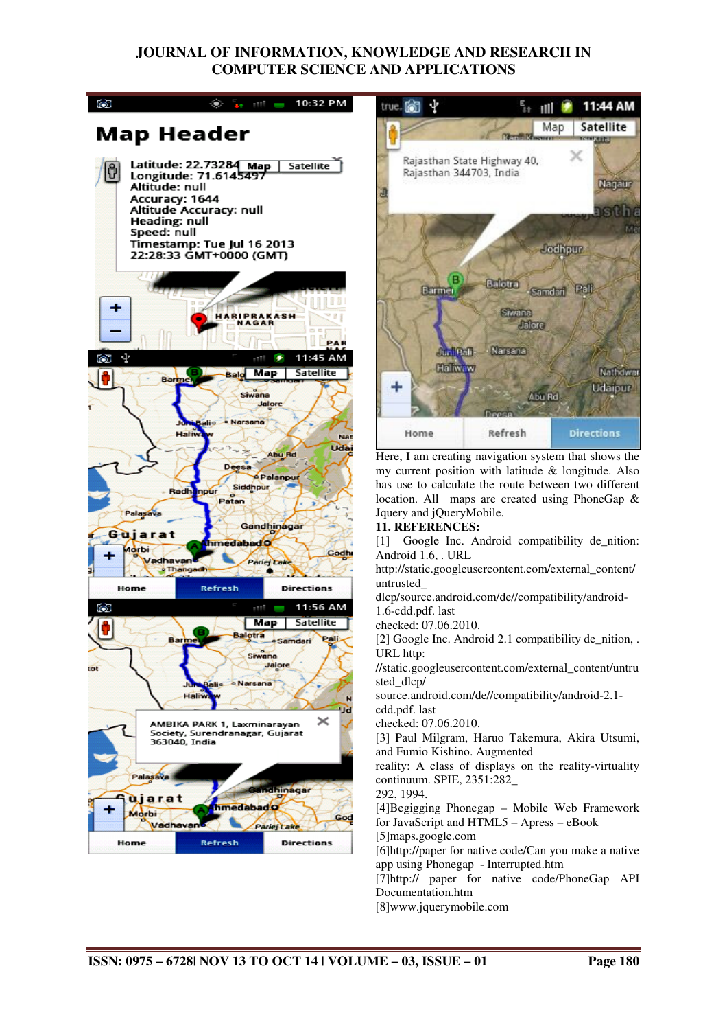Here, I am creating navigation system that shows the my current position with latitude & longitude. Also has use to calculate the route between two different location. All maps are created using PhoneGap & Jquery and jQueryMobile.

## 11. REFERENCES:

[1] Google Inc. Android compatibility de_nition: Android 1.6, . URL http://static.googleusercontent.com/external_content/untrusted_dlcp/source.android.com/de//compatibility/android-1.6-cdd.pdf. last checked: 07.06.2010.

[2] Google Inc. Android 2.1 compatibility de_nition, . URL http://static.googleusercontent.com/external_content/untrusted_dlcp/source.android.com/de//compatibility/android-2.1-cdd.pdf. last checked: 07.06.2010.

[3] Paul Milgram, Haruo Takemura, Akira Utsumi, and Fumio Kishino. Augmented reality: A class of displays on the reality-virtuality continuum. SPIE, 2351:282_292, 1994.

[4]Begigging Phonegap – Mobile Web Framework for JavaScript and HTML5 – Apress – eBook

[5]maps.google.com

[6]http://paper for native code/Can you make a native app using Phonegap - Interrupted.htm

[7]http:// paper for native code/PhoneGap API Documentation.htm

[8]www.jquerymobile.com